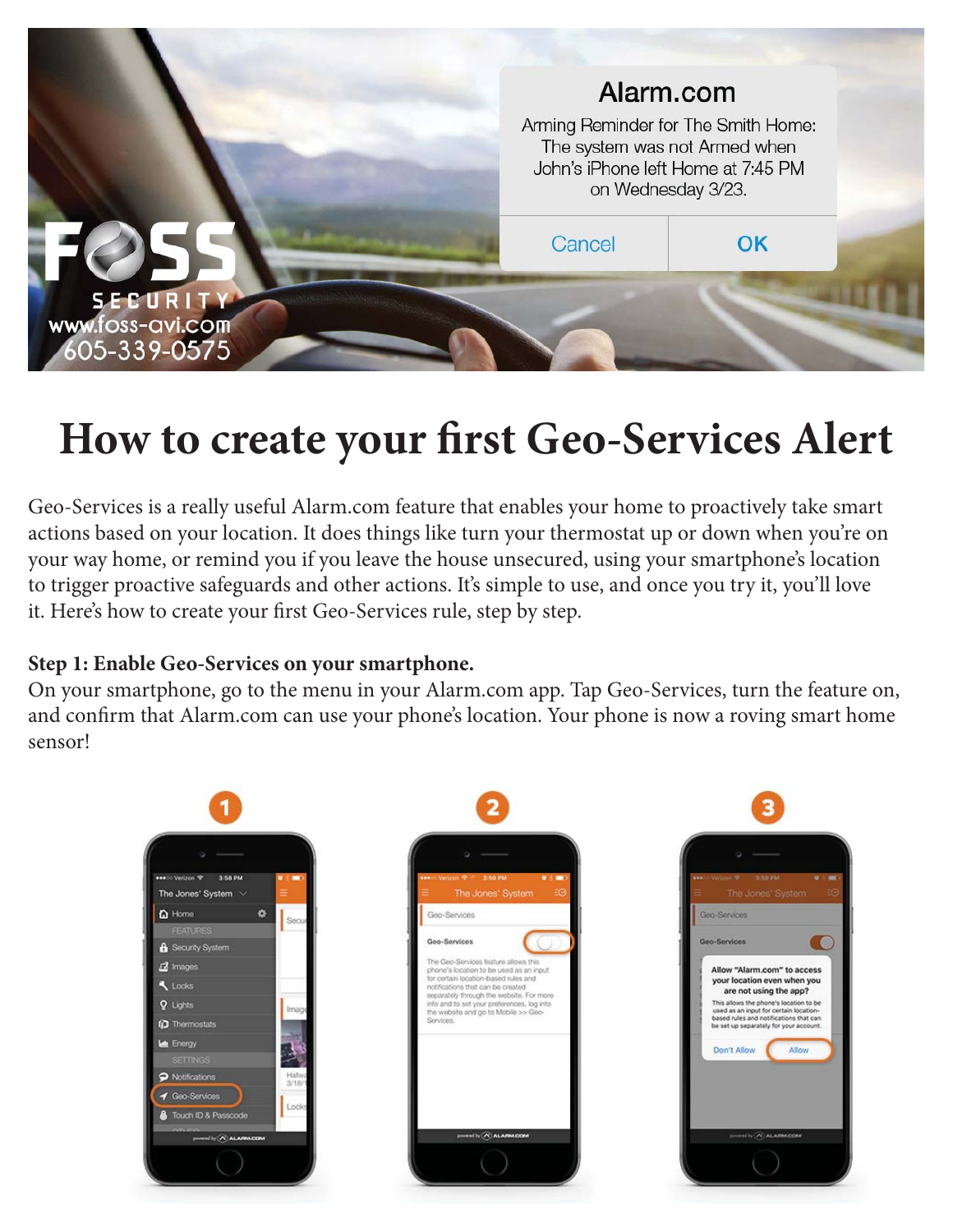# How to create your first Geo-Services Alert

Geo-Services is a really useful Alarm.com feature that enables your home to proactively take smart actions based on your location. It does things like turn your thermostat up or down when you're on your way home, or remind you if you leave the house unsecured, using your smartphone's location to trigger proactive safeguards and other actions. It's simple to use, and once you try it, you'll love it. Here's how to create your first Geo-Services rule, step by step.

**Step 1: Enable Geo-Services on your smartphone.**
On your smartphone, go to the menu in your Alarm.com app. Tap Geo-Services, turn the feature on, and confirm that Alarm.com can use your phone's location. Your phone is now a roving smart home sensor!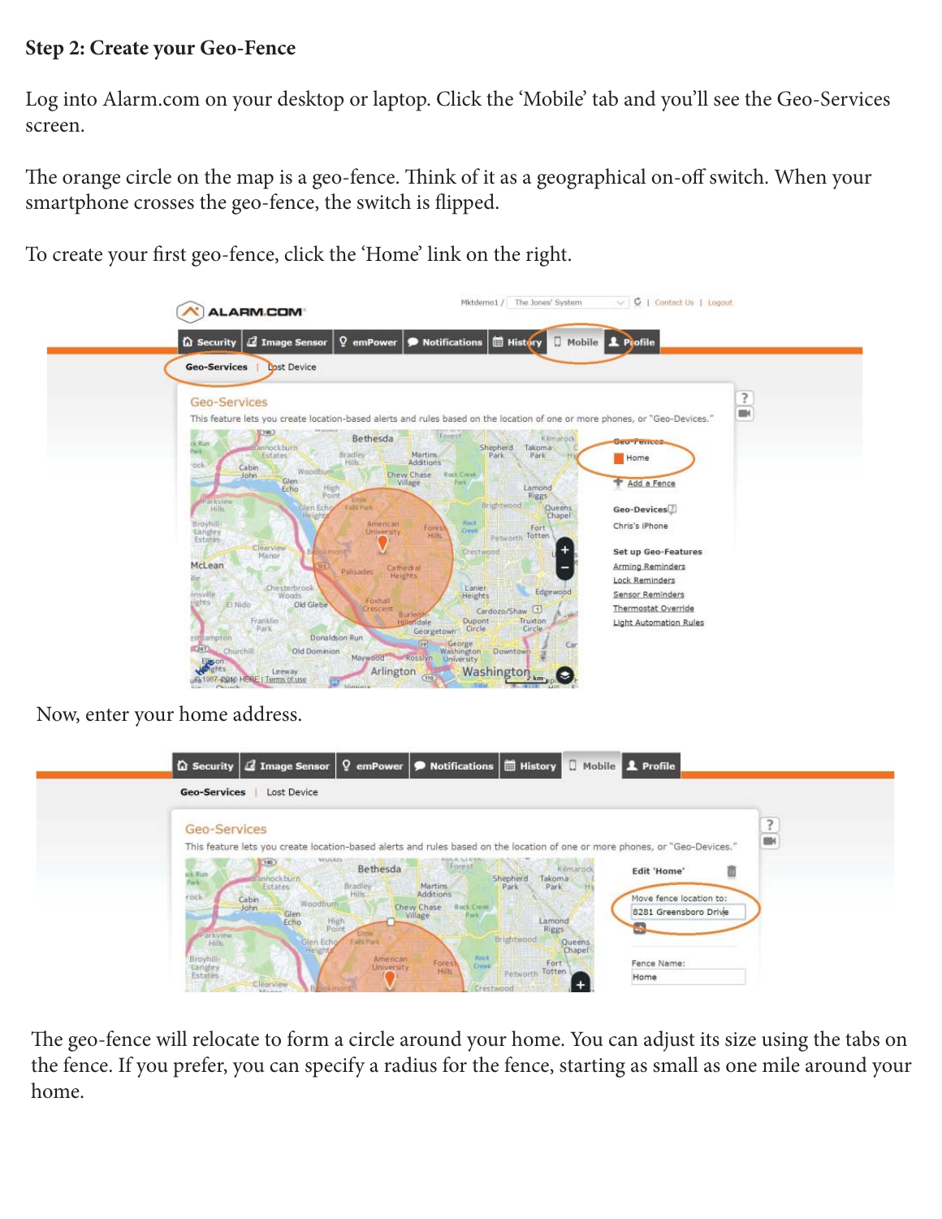**Step 2: Create your Geo-Fence**

Log into Alarm.com on your desktop or laptop. Click the 'Mobile' tab and you'll see the Geo-Services screen.

The orange circle on the map is a geo-fence. Think of it as a geographical on-off switch. When your smartphone crosses the geo-fence, the switch is flipped.

To create your first geo-fence, click the 'Home' link on the right.

Now, enter your home address.

The geo-fence will relocate to form a circle around your home. You can adjust its size using the tabs on the fence. If you prefer, you can specify a radius for the fence, starting as small as one mile around your home.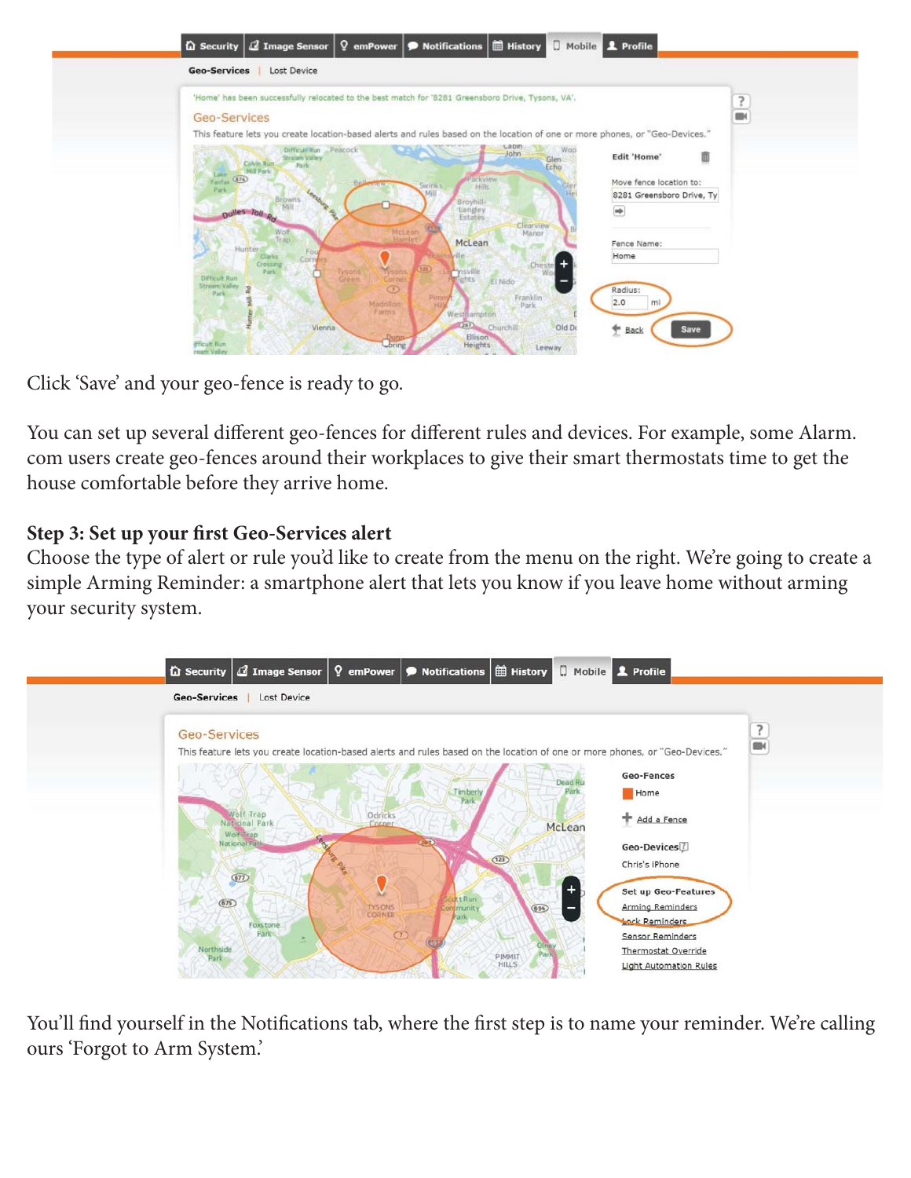Click 'Save' and your geo-fence is ready to go.

You can set up several different geo-fences for different rules and devices. For example, some Alarm.com users create geo-fences around their workplaces to give their smart thermostats time to get the house comfortable before they arrive home.

**Step 3: Set up your first Geo-Services alert**

Choose the type of alert or rule you'd like to create from the menu on the right. We're going to create a simple Arming Reminder: a smartphone alert that lets you know if you leave home without arming your security system.

You'll find yourself in the Notifications tab, where the first step is to name your reminder. We're calling ours 'Forgot to Arm System.'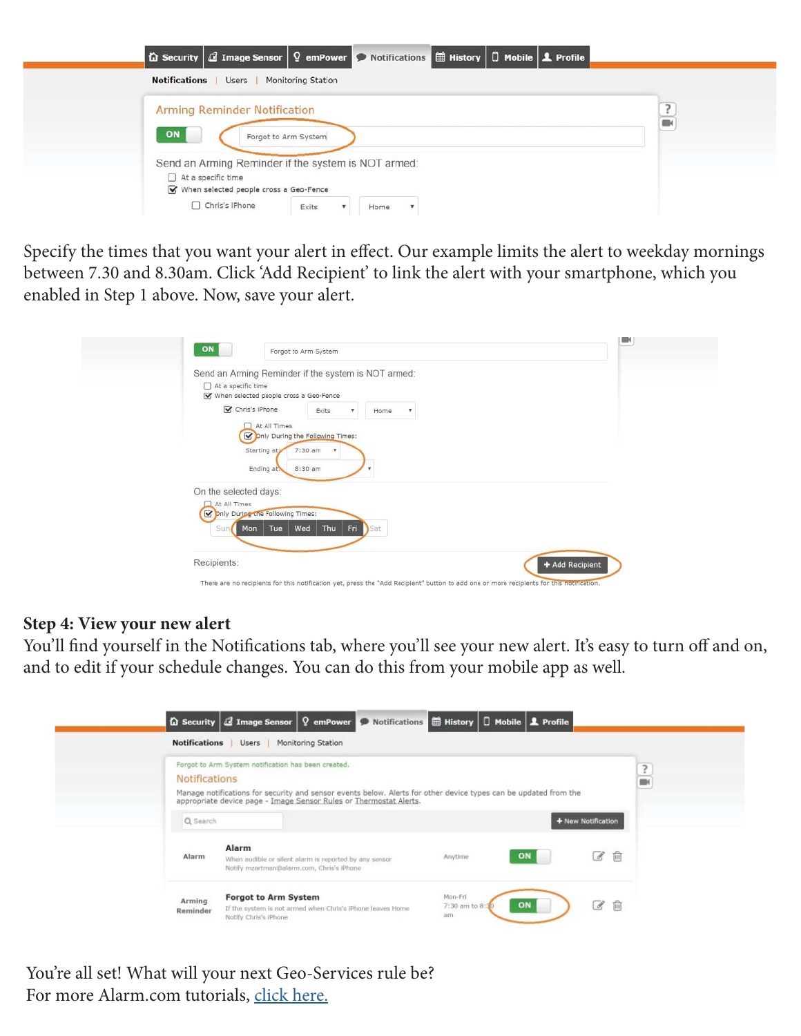Specify the times that you want your alert in effect. Our example limits the alert to weekday mornings between 7.30 and 8.30am. Click 'Add Recipient' to link the alert with your smartphone, which you enabled in Step 1 above. Now, save your alert.

**Step 4: View your new alert**

You'll find yourself in the Notifications tab, where you'll see your new alert. It's easy to turn off and on, and to edit if your schedule changes. You can do this from your mobile app as well.

You're all set! What will your next Geo-Services rule be?

For more Alarm.com tutorials, click here.